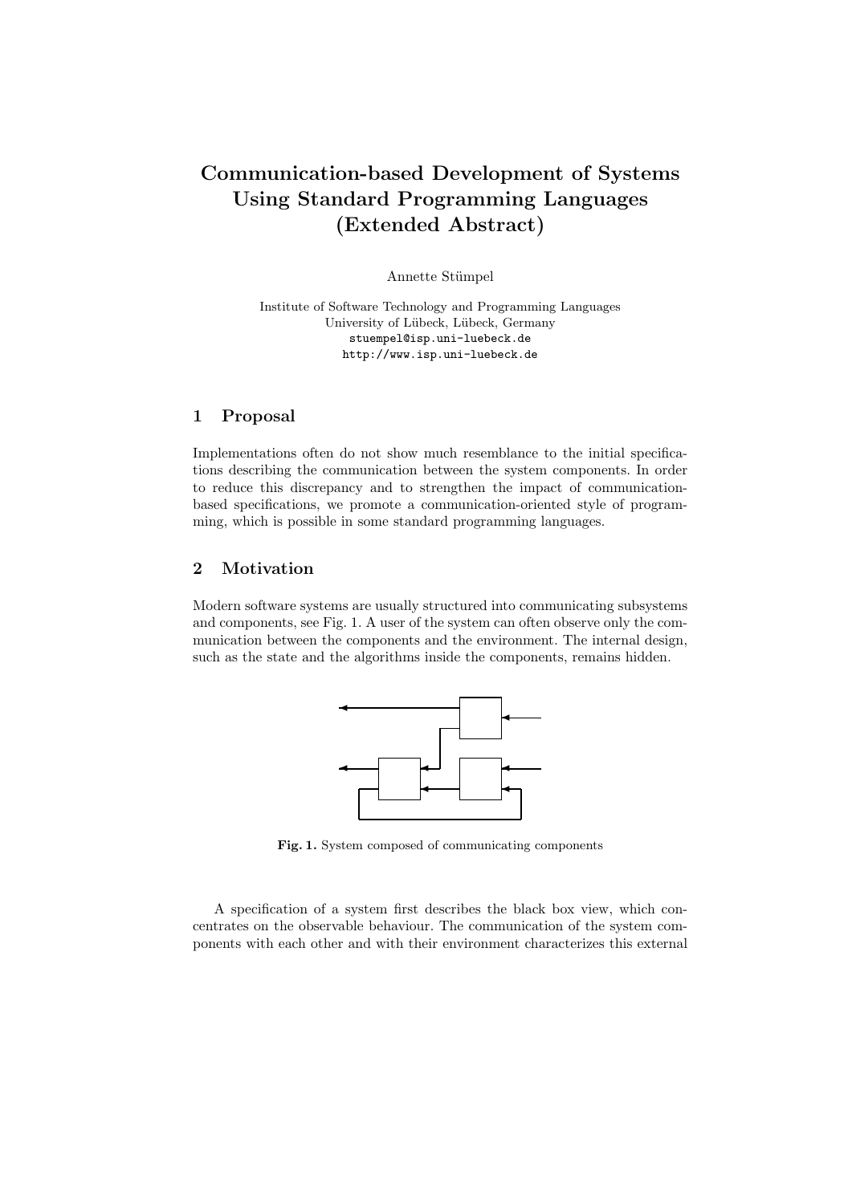# Communication-based Development of Systems Using Standard Programming Languages (Extended Abstract)

Annette Stümpel

Institute of Software Technology and Programming Languages
University of Lübeck, Lübeck, Germany
stuempel@isp.uni-luebeck.de
http://www.isp.uni-luebeck.de

## 1 Proposal

Implementations often do not show much resemblance to the initial specifications describing the communication between the system components. In order to reduce this discrepancy and to strengthen the impact of communication-based specifications, we promote a communication-oriented style of programming, which is possible in some standard programming languages.

## 2 Motivation

Modern software systems are usually structured into communicating subsystems and components, see Fig. 1. A user of the system can often observe only the communication between the components and the environment. The internal design, such as the state and the algorithms inside the components, remains hidden.

**Fig. 1.** System composed of communicating components

A specification of a system first describes the black box view, which concentrates on the observable behaviour. The communication of the system components with each other and with their environment characterizes this external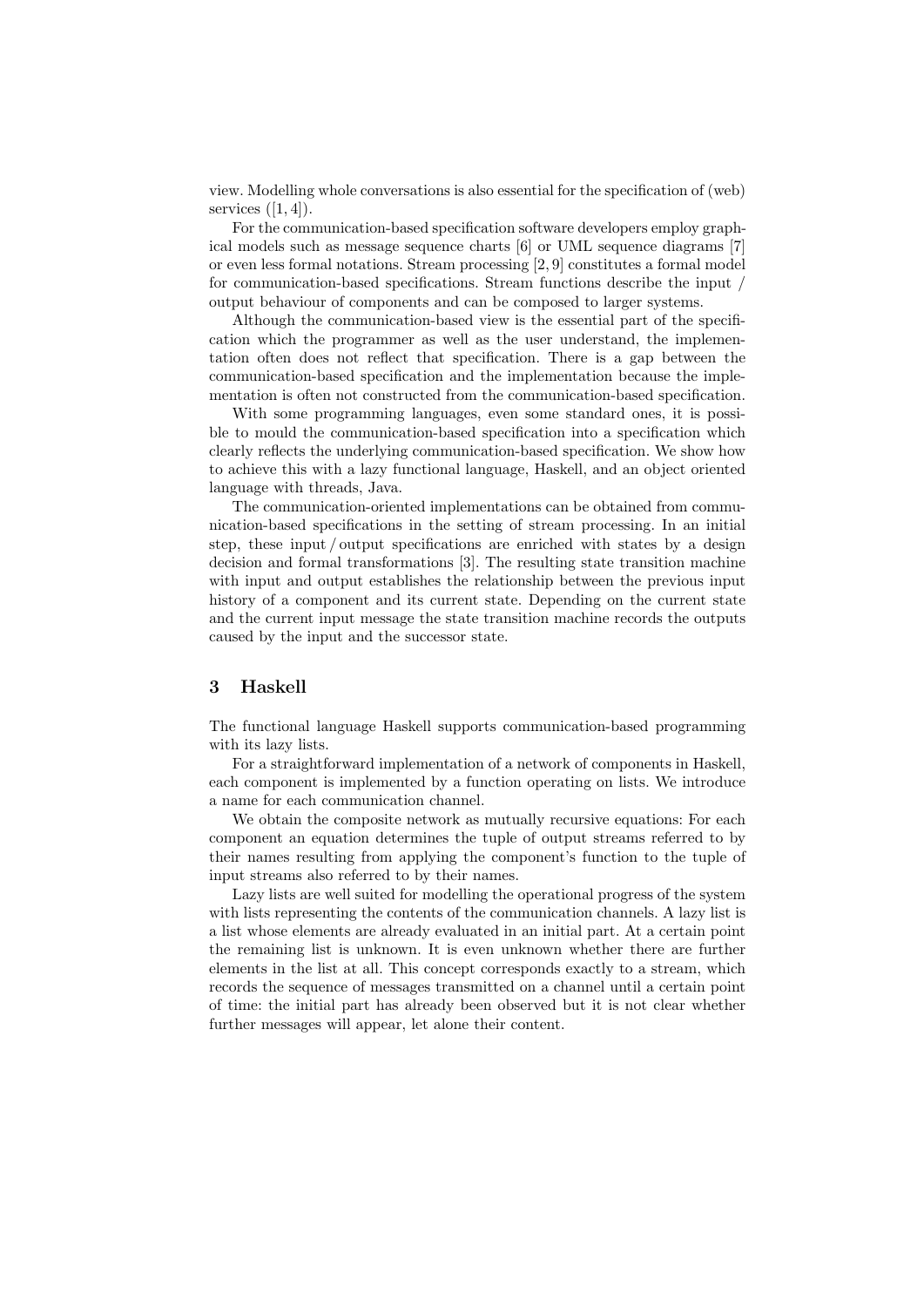view. Modelling whole conversations is also essential for the specification of (web) services ([1, 4]).

For the communication-based specification software developers employ graphical models such as message sequence charts [6] or UML sequence diagrams [7] or even less formal notations. Stream processing [2, 9] constitutes a formal model for communication-based specifications. Stream functions describe the input / output behaviour of components and can be composed to larger systems.

Although the communication-based view is the essential part of the specification which the programmer as well as the user understand, the implementation often does not reflect that specification. There is a gap between the communication-based specification and the implementation because the implementation is often not constructed from the communication-based specification.

With some programming languages, even some standard ones, it is possible to mould the communication-based specification into a specification which clearly reflects the underlying communication-based specification. We show how to achieve this with a lazy functional language, Haskell, and an object oriented language with threads, Java.

The communication-oriented implementations can be obtained from communication-based specifications in the setting of stream processing. In an initial step, these input / output specifications are enriched with states by a design decision and formal transformations [3]. The resulting state transition machine with input and output establishes the relationship between the previous input history of a component and its current state. Depending on the current state and the current input message the state transition machine records the outputs caused by the input and the successor state.

## 3 Haskell

The functional language Haskell supports communication-based programming with its lazy lists.

For a straightforward implementation of a network of components in Haskell, each component is implemented by a function operating on lists. We introduce a name for each communication channel.

We obtain the composite network as mutually recursive equations: For each component an equation determines the tuple of output streams referred to by their names resulting from applying the component's function to the tuple of input streams also referred to by their names.

Lazy lists are well suited for modelling the operational progress of the system with lists representing the contents of the communication channels. A lazy list is a list whose elements are already evaluated in an initial part. At a certain point the remaining list is unknown. It is even unknown whether there are further elements in the list at all. This concept corresponds exactly to a stream, which records the sequence of messages transmitted on a channel until a certain point of time: the initial part has already been observed but it is not clear whether further messages will appear, let alone their content.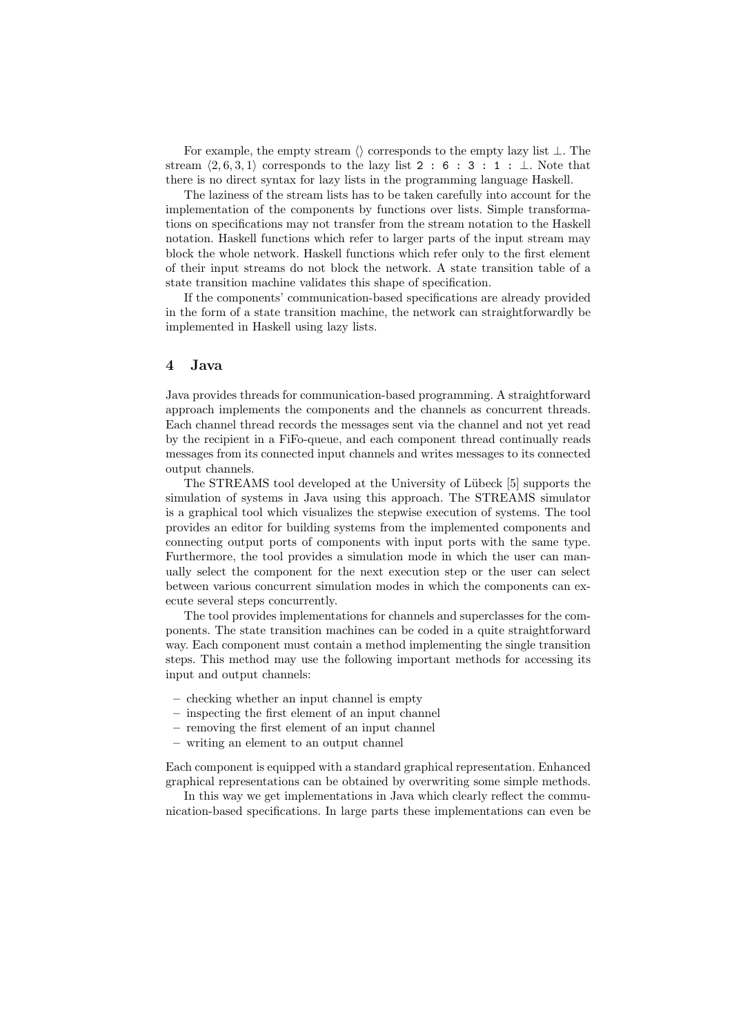For example, the empty stream $\langle\rangle$ corresponds to the empty lazy list $\perp$. The stream $\langle 2, 6, 3, 1\rangle$ corresponds to the lazy list `2 : 6 : 3 : 1 :` $\perp$. Note that there is no direct syntax for lazy lists in the programming language Haskell.

The laziness of the stream lists has to be taken carefully into account for the implementation of the components by functions over lists. Simple transformations on specifications may not transfer from the stream notation to the Haskell notation. Haskell functions which refer to larger parts of the input stream may block the whole network. Haskell functions which refer only to the first element of their input streams do not block the network. A state transition table of a state transition machine validates this shape of specification.

If the components' communication-based specifications are already provided in the form of a state transition machine, the network can straightforwardly be implemented in Haskell using lazy lists.

## 4 Java

Java provides threads for communication-based programming. A straightforward approach implements the components and the channels as concurrent threads. Each channel thread records the messages sent via the channel and not yet read by the recipient in a FiFo-queue, and each component thread continually reads messages from its connected input channels and writes messages to its connected output channels.

The STREAMS tool developed at the University of Lübeck [5] supports the simulation of systems in Java using this approach. The STREAMS simulator is a graphical tool which visualizes the stepwise execution of systems. The tool provides an editor for building systems from the implemented components and connecting output ports of components with input ports with the same type. Furthermore, the tool provides a simulation mode in which the user can manually select the component for the next execution step or the user can select between various concurrent simulation modes in which the components can execute several steps concurrently.

The tool provides implementations for channels and superclasses for the components. The state transition machines can be coded in a quite straightforward way. Each component must contain a method implementing the single transition steps. This method may use the following important methods for accessing its input and output channels:

- checking whether an input channel is empty
- inspecting the first element of an input channel
- removing the first element of an input channel
- writing an element to an output channel

Each component is equipped with a standard graphical representation. Enhanced graphical representations can be obtained by overwriting some simple methods.

In this way we get implementations in Java which clearly reflect the communication-based specifications. In large parts these implementations can even be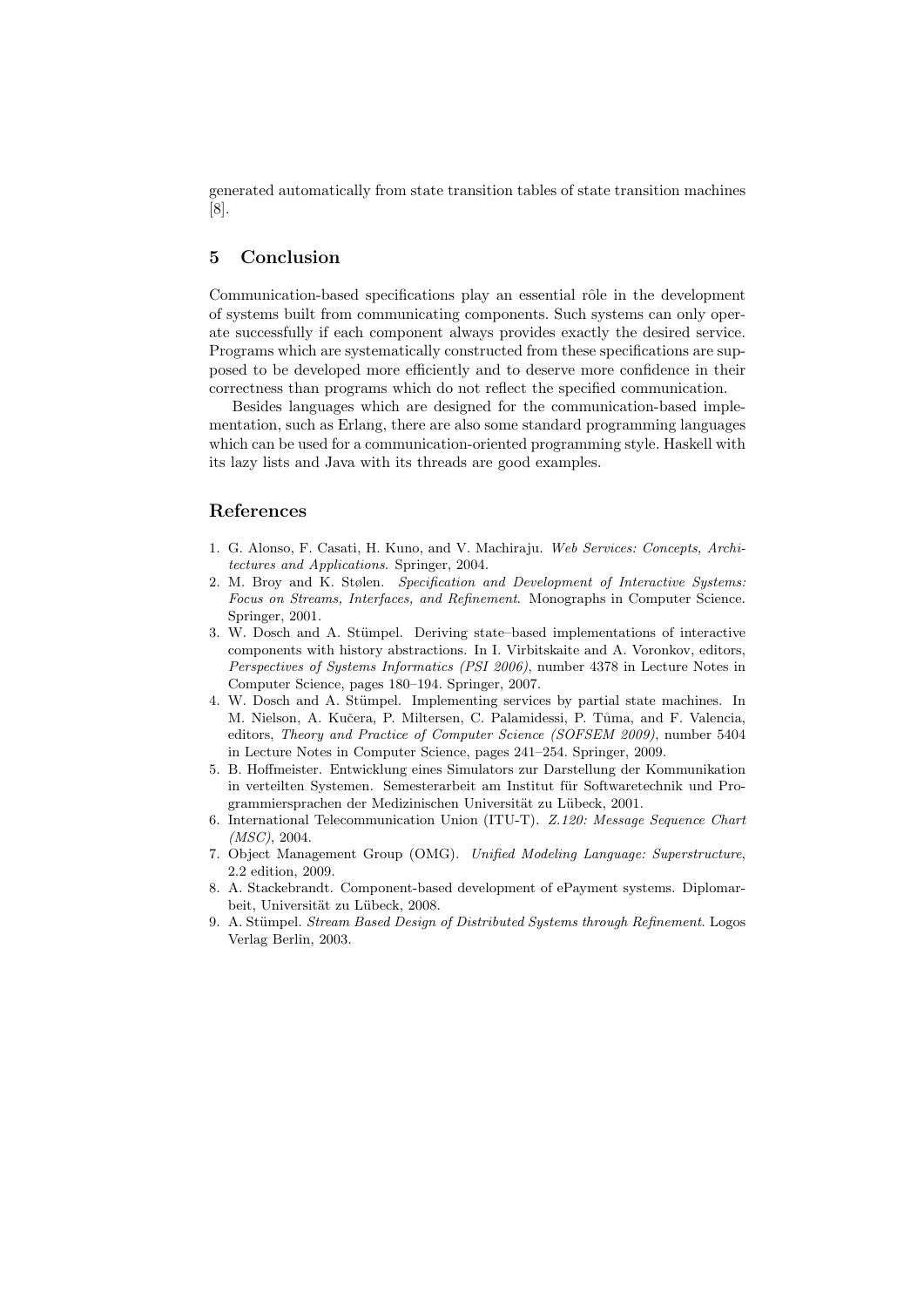generated automatically from state transition tables of state transition machines [8].

## 5 Conclusion

Communication-based specifications play an essential rôle in the development of systems built from communicating components. Such systems can only operate successfully if each component always provides exactly the desired service. Programs which are systematically constructed from these specifications are supposed to be developed more efficiently and to deserve more confidence in their correctness than programs which do not reflect the specified communication.

Besides languages which are designed for the communication-based implementation, such as Erlang, there are also some standard programming languages which can be used for a communication-oriented programming style. Haskell with its lazy lists and Java with its threads are good examples.

## References

1. G. Alonso, F. Casati, H. Kuno, and V. Machiraju. *Web Services: Concepts, Architectures and Applications*. Springer, 2004.
2. M. Broy and K. Stølen. *Specification and Development of Interactive Systems: Focus on Streams, Interfaces, and Refinement*. Monographs in Computer Science. Springer, 2001.
3. W. Dosch and A. Stümpel. Deriving state–based implementations of interactive components with history abstractions. In I. Virbitskaite and A. Voronkov, editors, *Perspectives of Systems Informatics (PSI 2006)*, number 4378 in Lecture Notes in Computer Science, pages 180–194. Springer, 2007.
4. W. Dosch and A. Stümpel. Implementing services by partial state machines. In M. Nielson, A. Kučera, P. Miltersen, C. Palamidessi, P. Tůma, and F. Valencia, editors, *Theory and Practice of Computer Science (SOFSEM 2009)*, number 5404 in Lecture Notes in Computer Science, pages 241–254. Springer, 2009.
5. B. Hoffmeister. Entwicklung eines Simulators zur Darstellung der Kommunikation in verteilten Systemen. Semesterarbeit am Institut für Softwaretechnik und Programmiersprachen der Medizinischen Universität zu Lübeck, 2001.
6. International Telecommunication Union (ITU-T). *Z.120: Message Sequence Chart (MSC)*, 2004.
7. Object Management Group (OMG). *Unified Modeling Language: Superstructure*, 2.2 edition, 2009.
8. A. Stackebrandt. Component-based development of ePayment systems. Diplomarbeit, Universität zu Lübeck, 2008.
9. A. Stümpel. *Stream Based Design of Distributed Systems through Refinement*. Logos Verlag Berlin, 2003.